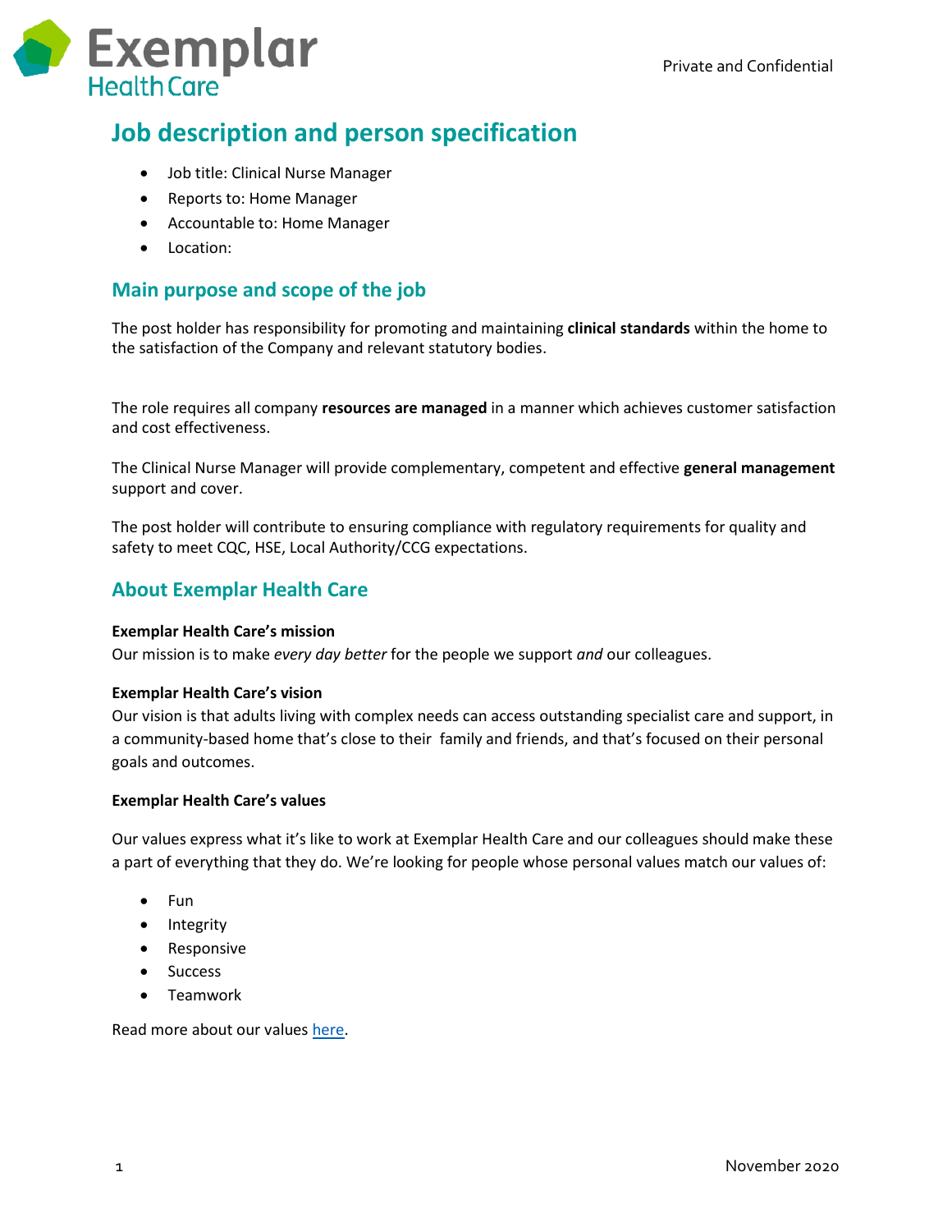Private and Confidential

# Job description and person specification

- Job title: Clinical Nurse Manager
- Reports to: Home Manager
- Accountable to: Home Manager
- Location:

## Main purpose and scope of the job

The post holder has responsibility for promoting and maintaining **clinical standards** within the home to the satisfaction of the Company and relevant statutory bodies.

The role requires all company **resources are managed** in a manner which achieves customer satisfaction and cost effectiveness.

The Clinical Nurse Manager will provide complementary, competent and effective **general management** support and cover.

The post holder will contribute to ensuring compliance with regulatory requirements for quality and safety to meet CQC, HSE, Local Authority/CCG expectations.

## About Exemplar Health Care

**Exemplar Health Care's mission**
Our mission is to make *every day better* for the people we support *and* our colleagues.

**Exemplar Health Care's vision**
Our vision is that adults living with complex needs can access outstanding specialist care and support, in a community-based home that's close to their family and friends, and that's focused on their personal goals and outcomes.

**Exemplar Health Care's values**

Our values express what it's like to work at Exemplar Health Care and our colleagues should make these a part of everything that they do. We're looking for people whose personal values match our values of:

- Fun
- Integrity
- Responsive
- Success
- Teamwork

Read more about our values here.

November 2020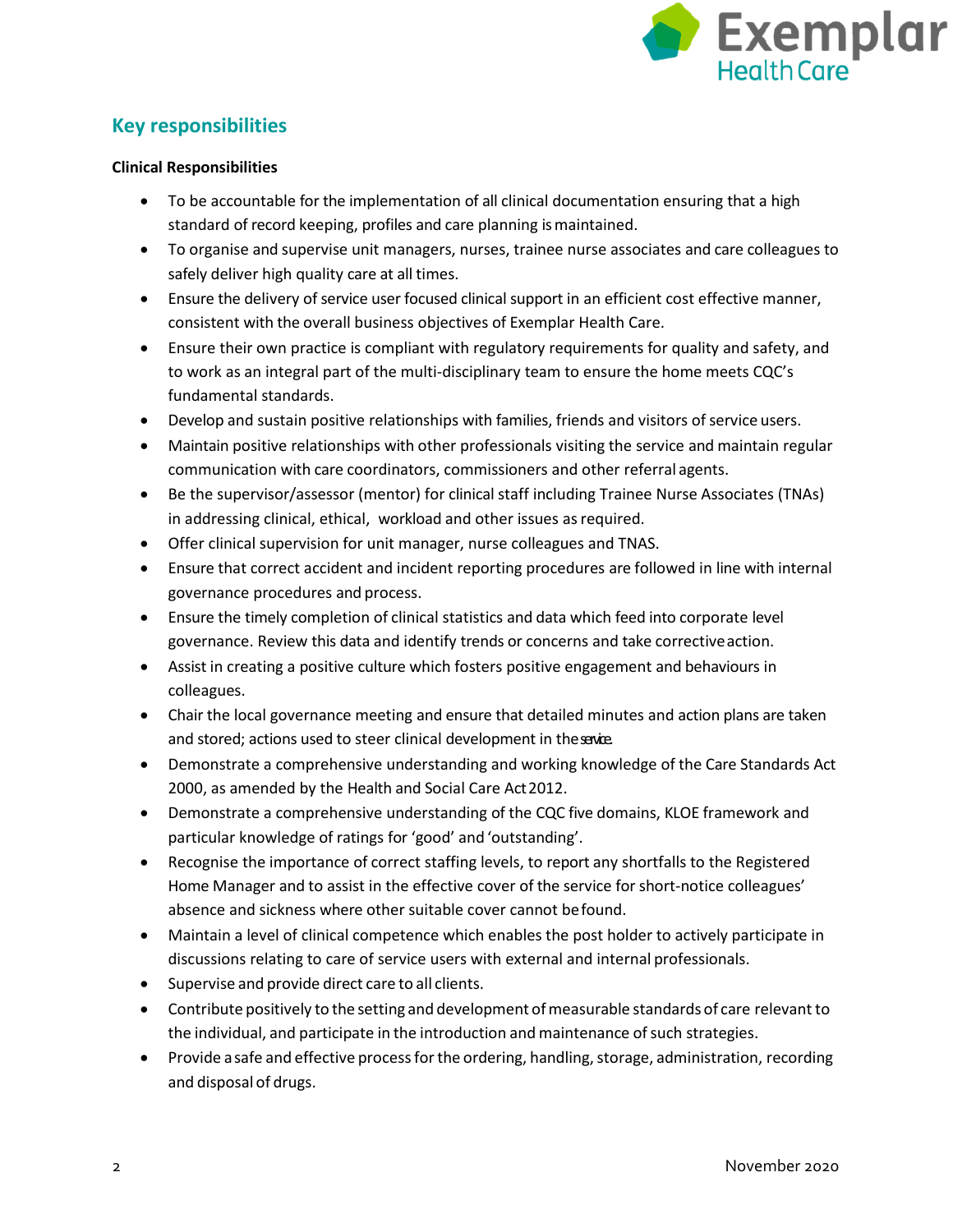## Key responsibilities

**Clinical Responsibilities**

- To be accountable for the implementation of all clinical documentation ensuring that a high standard of record keeping, profiles and care planning is maintained.
- To organise and supervise unit managers, nurses, trainee nurse associates and care colleagues to safely deliver high quality care at all times.
- Ensure the delivery of service user focused clinical support in an efficient cost effective manner, consistent with the overall business objectives of Exemplar Health Care.
- Ensure their own practice is compliant with regulatory requirements for quality and safety, and to work as an integral part of the multi-disciplinary team to ensure the home meets CQC's fundamental standards.
- Develop and sustain positive relationships with families, friends and visitors of service users.
- Maintain positive relationships with other professionals visiting the service and maintain regular communication with care coordinators, commissioners and other referral agents.
- Be the supervisor/assessor (mentor) for clinical staff including Trainee Nurse Associates (TNAs) in addressing clinical, ethical, workload and other issues as required.
- Offer clinical supervision for unit manager, nurse colleagues and TNAS.
- Ensure that correct accident and incident reporting procedures are followed in line with internal governance procedures and process.
- Ensure the timely completion of clinical statistics and data which feed into corporate level governance. Review this data and identify trends or concerns and take corrective action.
- Assist in creating a positive culture which fosters positive engagement and behaviours in colleagues.
- Chair the local governance meeting and ensure that detailed minutes and action plans are taken and stored; actions used to steer clinical development in the service.
- Demonstrate a comprehensive understanding and working knowledge of the Care Standards Act 2000, as amended by the Health and Social Care Act 2012.
- Demonstrate a comprehensive understanding of the CQC five domains, KLOE framework and particular knowledge of ratings for 'good' and 'outstanding'.
- Recognise the importance of correct staffing levels, to report any shortfalls to the Registered Home Manager and to assist in the effective cover of the service for short-notice colleagues' absence and sickness where other suitable cover cannot be found.
- Maintain a level of clinical competence which enables the post holder to actively participate in discussions relating to care of service users with external and internal professionals.
- Supervise and provide direct care to all clients.
- Contribute positively to the setting and development of measurable standards of care relevant to the individual, and participate in the introduction and maintenance of such strategies.
- Provide a safe and effective process for the ordering, handling, storage, administration, recording and disposal of drugs.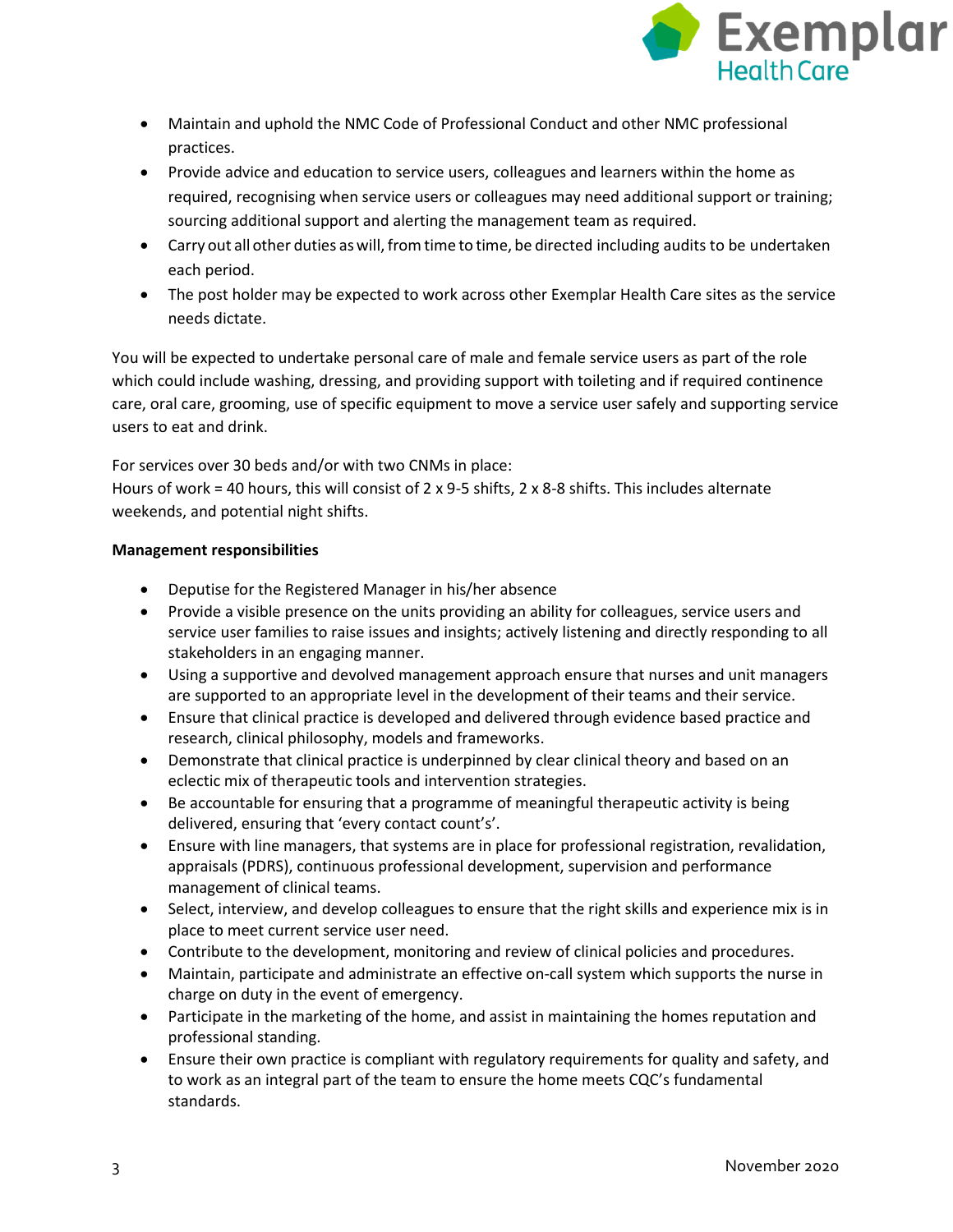- Maintain and uphold the NMC Code of Professional Conduct and other NMC professional practices.
- Provide advice and education to service users, colleagues and learners within the home as required, recognising when service users or colleagues may need additional support or training; sourcing additional support and alerting the management team as required.
- Carry out all other duties as will, from time to time, be directed including audits to be undertaken each period.
- The post holder may be expected to work across other Exemplar Health Care sites as the service needs dictate.

You will be expected to undertake personal care of male and female service users as part of the role which could include washing, dressing, and providing support with toileting and if required continence care, oral care, grooming, use of specific equipment to move a service user safely and supporting service users to eat and drink.

For services over 30 beds and/or with two CNMs in place:
Hours of work = 40 hours, this will consist of 2 x 9-5 shifts, 2 x 8-8 shifts. This includes alternate weekends, and potential night shifts.

**Management responsibilities**

- Deputise for the Registered Manager in his/her absence
- Provide a visible presence on the units providing an ability for colleagues, service users and service user families to raise issues and insights; actively listening and directly responding to all stakeholders in an engaging manner.
- Using a supportive and devolved management approach ensure that nurses and unit managers are supported to an appropriate level in the development of their teams and their service.
- Ensure that clinical practice is developed and delivered through evidence based practice and research, clinical philosophy, models and frameworks.
- Demonstrate that clinical practice is underpinned by clear clinical theory and based on an eclectic mix of therapeutic tools and intervention strategies.
- Be accountable for ensuring that a programme of meaningful therapeutic activity is being delivered, ensuring that 'every contact count's'.
- Ensure with line managers, that systems are in place for professional registration, revalidation, appraisals (PDRS), continuous professional development, supervision and performance management of clinical teams.
- Select, interview, and develop colleagues to ensure that the right skills and experience mix is in place to meet current service user need.
- Contribute to the development, monitoring and review of clinical policies and procedures.
- Maintain, participate and administrate an effective on-call system which supports the nurse in charge on duty in the event of emergency.
- Participate in the marketing of the home, and assist in maintaining the homes reputation and professional standing.
- Ensure their own practice is compliant with regulatory requirements for quality and safety, and to work as an integral part of the team to ensure the home meets CQC's fundamental standards.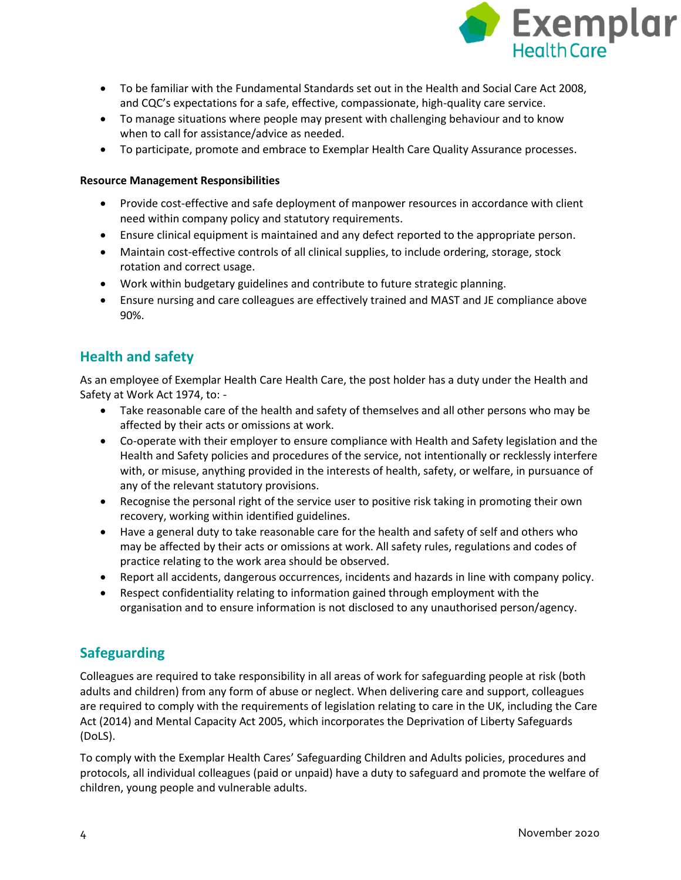- To be familiar with the Fundamental Standards set out in the Health and Social Care Act 2008, and CQC's expectations for a safe, effective, compassionate, high-quality care service.
- To manage situations where people may present with challenging behaviour and to know when to call for assistance/advice as needed.
- To participate, promote and embrace to Exemplar Health Care Quality Assurance processes.

**Resource Management Responsibilities**

- Provide cost-effective and safe deployment of manpower resources in accordance with client need within company policy and statutory requirements.
- Ensure clinical equipment is maintained and any defect reported to the appropriate person.
- Maintain cost-effective controls of all clinical supplies, to include ordering, storage, stock rotation and correct usage.
- Work within budgetary guidelines and contribute to future strategic planning.
- Ensure nursing and care colleagues are effectively trained and MAST and JE compliance above 90%.

## Health and safety

As an employee of Exemplar Health Care Health Care, the post holder has a duty under the Health and Safety at Work Act 1974, to: -

- Take reasonable care of the health and safety of themselves and all other persons who may be affected by their acts or omissions at work.
- Co-operate with their employer to ensure compliance with Health and Safety legislation and the Health and Safety policies and procedures of the service, not intentionally or recklessly interfere with, or misuse, anything provided in the interests of health, safety, or welfare, in pursuance of any of the relevant statutory provisions.
- Recognise the personal right of the service user to positive risk taking in promoting their own recovery, working within identified guidelines.
- Have a general duty to take reasonable care for the health and safety of self and others who may be affected by their acts or omissions at work. All safety rules, regulations and codes of practice relating to the work area should be observed.
- Report all accidents, dangerous occurrences, incidents and hazards in line with company policy.
- Respect confidentiality relating to information gained through employment with the organisation and to ensure information is not disclosed to any unauthorised person/agency.

## Safeguarding

Colleagues are required to take responsibility in all areas of work for safeguarding people at risk (both adults and children) from any form of abuse or neglect. When delivering care and support, colleagues are required to comply with the requirements of legislation relating to care in the UK, including the Care Act (2014) and Mental Capacity Act 2005, which incorporates the Deprivation of Liberty Safeguards (DoLS).

To comply with the Exemplar Health Cares' Safeguarding Children and Adults policies, procedures and protocols, all individual colleagues (paid or unpaid) have a duty to safeguard and promote the welfare of children, young people and vulnerable adults.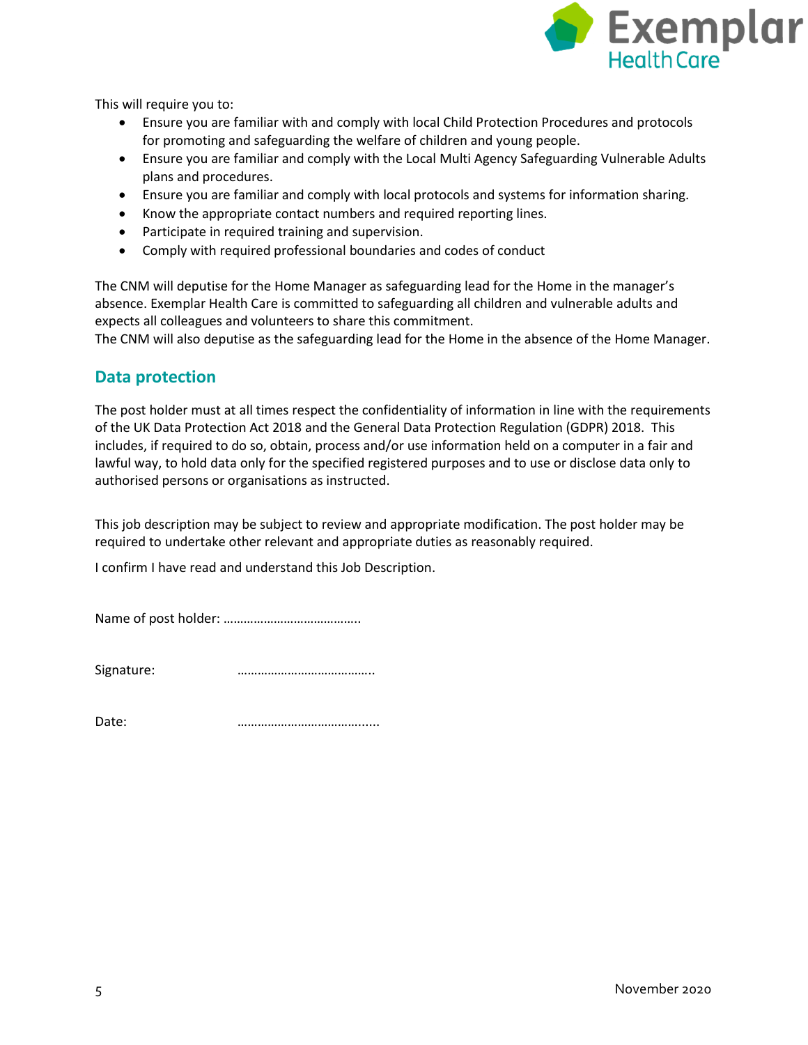This will require you to:

- Ensure you are familiar with and comply with local Child Protection Procedures and protocols for promoting and safeguarding the welfare of children and young people.
- Ensure you are familiar and comply with the Local Multi Agency Safeguarding Vulnerable Adults plans and procedures.
- Ensure you are familiar and comply with local protocols and systems for information sharing.
- Know the appropriate contact numbers and required reporting lines.
- Participate in required training and supervision.
- Comply with required professional boundaries and codes of conduct

The CNM will deputise for the Home Manager as safeguarding lead for the Home in the manager's absence. Exemplar Health Care is committed to safeguarding all children and vulnerable adults and expects all colleagues and volunteers to share this commitment.
The CNM will also deputise as the safeguarding lead for the Home in the absence of the Home Manager.

## Data protection

The post holder must at all times respect the confidentiality of information in line with the requirements of the UK Data Protection Act 2018 and the General Data Protection Regulation (GDPR) 2018. This includes, if required to do so, obtain, process and/or use information held on a computer in a fair and lawful way, to hold data only for the specified registered purposes and to use or disclose data only to authorised persons or organisations as instructed.

This job description may be subject to review and appropriate modification. The post holder may be required to undertake other relevant and appropriate duties as reasonably required.

I confirm I have read and understand this Job Description.

Name of post holder: …………………………………..

Signature: …………………………………..

Date: ……………………………….....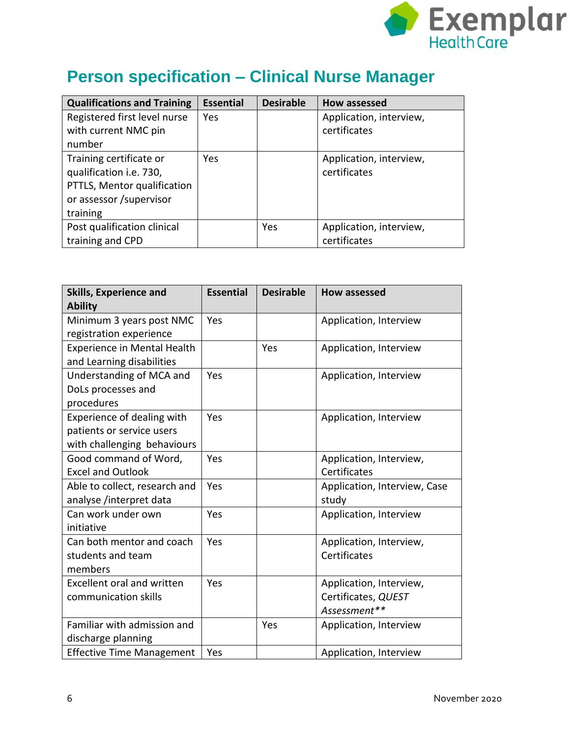# Person specification – Clinical Nurse Manager

| Qualifications and Training | Essential | Desirable | How assessed |
|---|---|---|---|
| Registered first level nurse with current NMC pin number | Yes | | Application, interview, certificates |
| Training certificate or qualification i.e. 730, PTTLS, Mentor qualification or assessor /supervisor training | Yes | | Application, interview, certificates |
| Post qualification clinical training and CPD | | Yes | Application, interview, certificates |

| Skills, Experience and Ability | Essential | Desirable | How assessed |
|---|---|---|---|
| Minimum 3 years post NMC registration experience | Yes | | Application, Interview |
| Experience in Mental Health and Learning disabilities | | Yes | Application, Interview |
| Understanding of MCA and DoLs processes and procedures | Yes | | Application, Interview |
| Experience of dealing with patients or service users with challenging behaviours | Yes | | Application, Interview |
| Good command of Word, Excel and Outlook | Yes | | Application, Interview, Certificates |
| Able to collect, research and analyse /interpret data | Yes | | Application, Interview, Case study |
| Can work under own initiative | Yes | | Application, Interview |
| Can both mentor and coach students and team members | Yes | | Application, Interview, Certificates |
| Excellent oral and written communication skills | Yes | | Application, Interview, Certificates, *QUEST Assessment*** |
| Familiar with admission and discharge planning | | Yes | Application, Interview |
| Effective Time Management | Yes | | Application, Interview |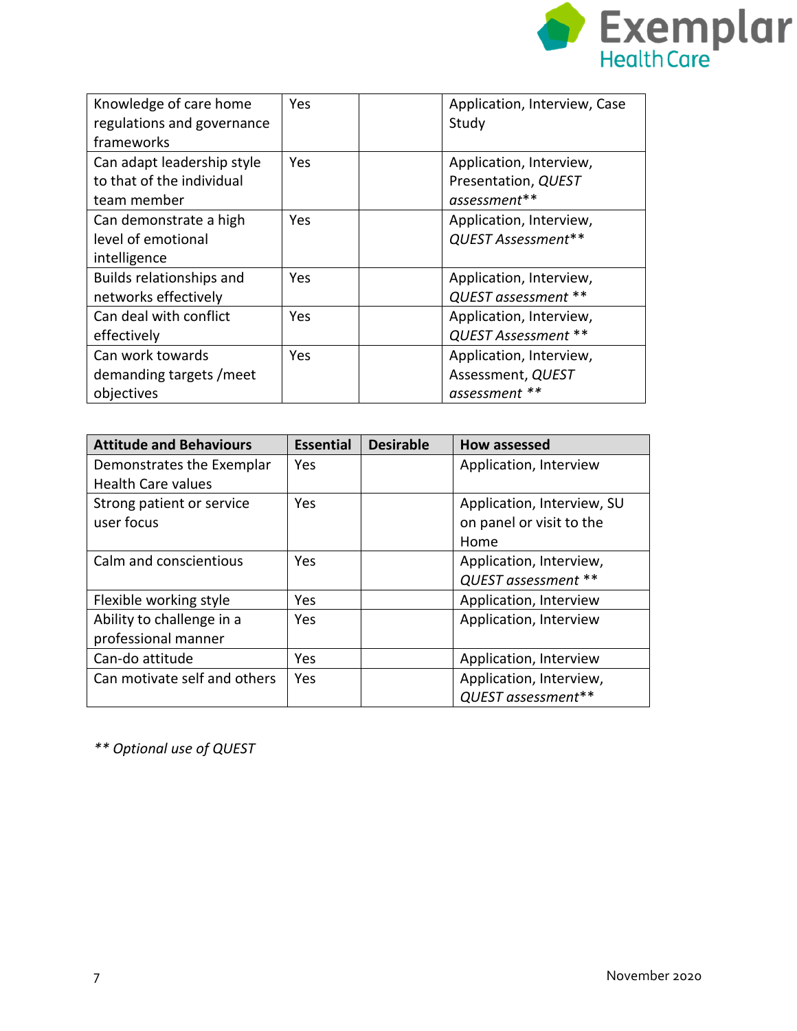| | | | |
|---|---|---|---|
| Knowledge of care home regulations and governance frameworks | Yes | | Application, Interview, Case Study |
| Can adapt leadership style to that of the individual team member | Yes | | Application, Interview, Presentation, *QUEST assessment*** |
| Can demonstrate a high level of emotional intelligence | Yes | | Application, Interview, *QUEST Assessment*** |
| Builds relationships and networks effectively | Yes | | Application, Interview, *QUEST assessment* ** |
| Can deal with conflict effectively | Yes | | Application, Interview, *QUEST Assessment* ** |
| Can work towards demanding targets /meet objectives | Yes | | Application, Interview, Assessment, *QUEST assessment* ** |

| **Attitude and Behaviours** | **Essential** | **Desirable** | **How assessed** |
|---|---|---|---|
| Demonstrates the Exemplar Health Care values | Yes | | Application, Interview |
| Strong patient or service user focus | Yes | | Application, Interview, SU on panel or visit to the Home |
| Calm and conscientious | Yes | | Application, Interview, *QUEST assessment* ** |
| Flexible working style | Yes | | Application, Interview |
| Ability to challenge in a professional manner | Yes | | Application, Interview |
| Can-do attitude | Yes | | Application, Interview |
| Can motivate self and others | Yes | | Application, Interview, *QUEST assessment*** |

*** Optional use of QUEST*

November 2020